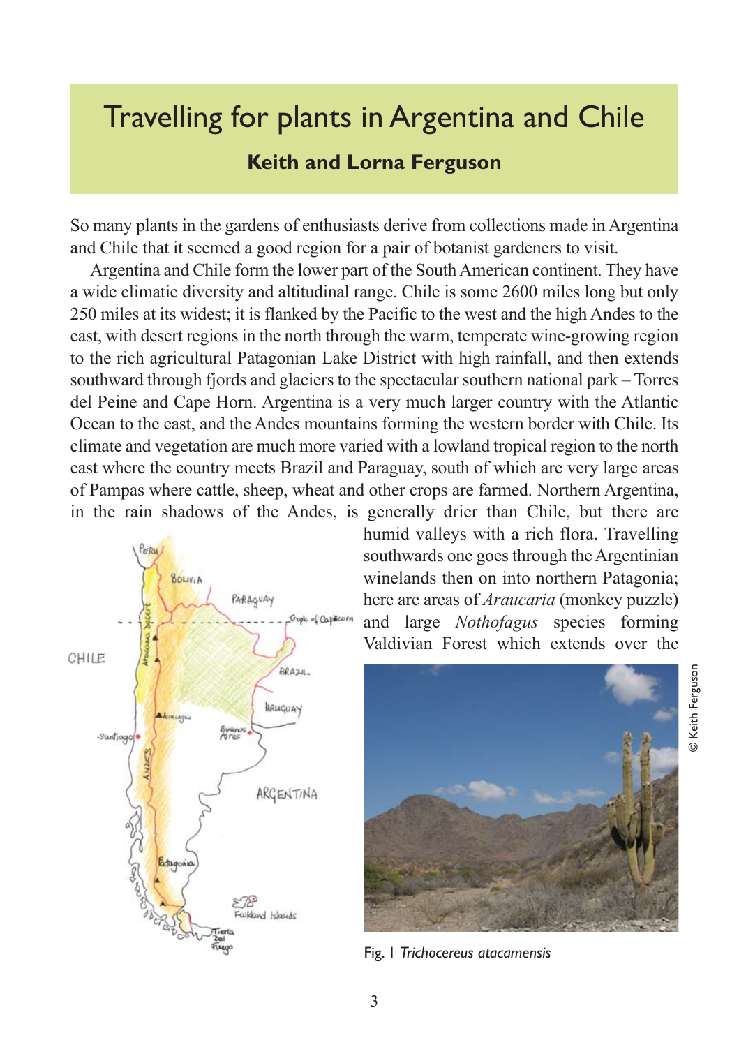# Travelling for plants in Argentina and Chile

**Keith and Lorna Ferguson**

So many plants in the gardens of enthusiasts derive from collections made in Argentina and Chile that it seemed a good region for a pair of botanist gardeners to visit.

Argentina and Chile form the lower part of the South American continent. They have a wide climatic diversity and altitudinal range. Chile is some 2600 miles long but only 250 miles at its widest; it is flanked by the Pacific to the west and the high Andes to the east, with desert regions in the north through the warm, temperate wine-growing region to the rich agricultural Patagonian Lake District with high rainfall, and then extends southward through fjords and glaciers to the spectacular southern national park – Torres del Peine and Cape Horn. Argentina is a very much larger country with the Atlantic Ocean to the east, and the Andes mountains forming the western border with Chile. Its climate and vegetation are much more varied with a lowland tropical region to the north east where the country meets Brazil and Paraguay, south of which are very large areas of Pampas where cattle, sheep, wheat and other crops are farmed. Northern Argentina, in the rain shadows of the Andes, is generally drier than Chile, but there are humid valleys with a rich flora. Travelling southwards one goes through the Argentinian winelands then on into northern Patagonia; here are areas of *Araucaria* (monkey puzzle) and large *Nothofagus* species forming Valdivian Forest which extends over the

Fig. 1 *Trichocereus atacamensis*

© Keith Ferguson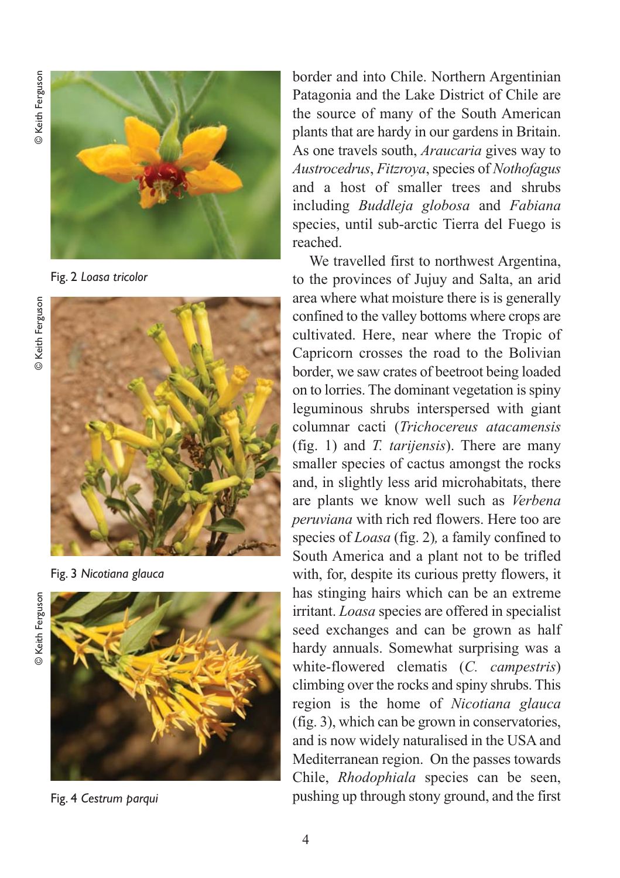Fig. 2 *Loasa tricolor*

Fig. 3 *Nicotiana glauca*

Fig. 4 *Cestrum parqui*

border and into Chile. Northern Argentinian Patagonia and the Lake District of Chile are the source of many of the South American plants that are hardy in our gardens in Britain. As one travels south, *Araucaria* gives way to *Austrocedrus*, *Fitzroya*, species of *Nothofagus* and a host of smaller trees and shrubs including *Buddleja globosa* and *Fabiana* species, until sub-arctic Tierra del Fuego is reached.

We travelled first to northwest Argentina, to the provinces of Jujuy and Salta, an arid area where what moisture there is is generally confined to the valley bottoms where crops are cultivated. Here, near where the Tropic of Capricorn crosses the road to the Bolivian border, we saw crates of beetroot being loaded on to lorries. The dominant vegetation is spiny leguminous shrubs interspersed with giant columnar cacti (*Trichocereus atacamensis* (fig. 1) and *T. tarijensis*). There are many smaller species of cactus amongst the rocks and, in slightly less arid microhabitats, there are plants we know well such as *Verbena peruviana* with rich red flowers. Here too are species of *Loasa* (fig. 2), a family confined to South America and a plant not to be trifled with, for, despite its curious pretty flowers, it has stinging hairs which can be an extreme irritant. *Loasa* species are offered in specialist seed exchanges and can be grown as half hardy annuals. Somewhat surprising was a white-flowered clematis (*C. campestris*) climbing over the rocks and spiny shrubs. This region is the home of *Nicotiana glauca* (fig. 3), which can be grown in conservatories, and is now widely naturalised in the USA and Mediterranean region. On the passes towards Chile, *Rhodophiala* species can be seen, pushing up through stony ground, and the first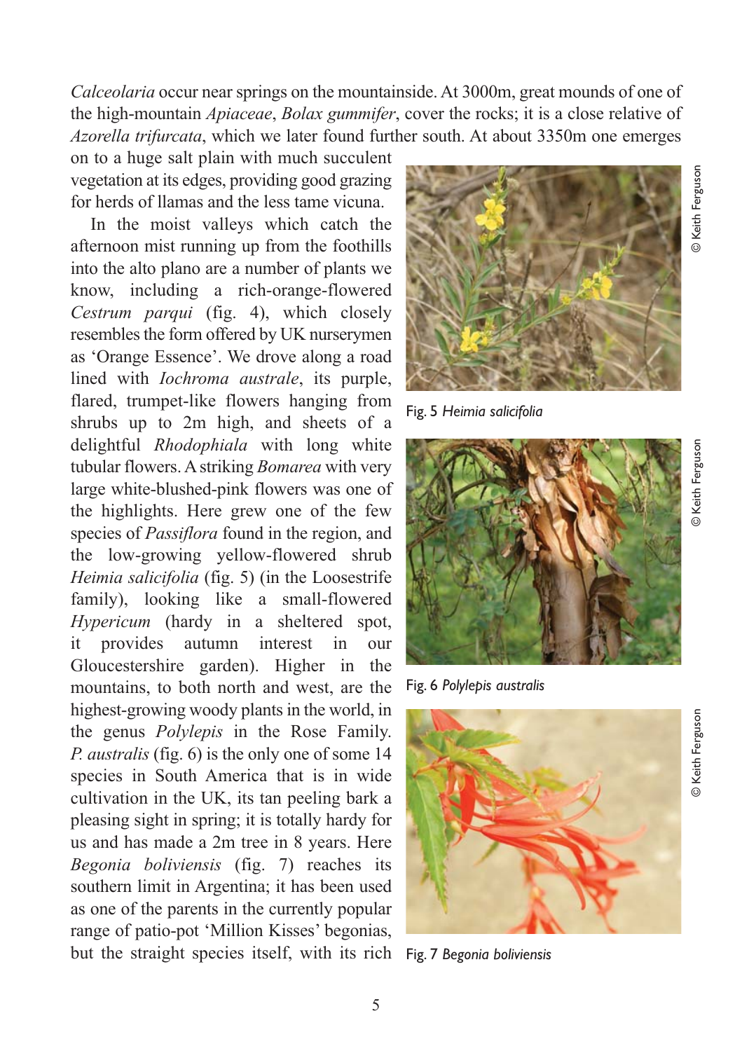*Calceolaria* occur near springs on the mountainside. At 3000m, great mounds of one of the high-mountain *Apiaceae*, *Bolax gummifer*, cover the rocks; it is a close relative of *Azorella trifurcata*, which we later found further south. At about 3350m one emerges on to a huge salt plain with much succulent vegetation at its edges, providing good grazing for herds of llamas and the less tame vicuna.

In the moist valleys which catch the afternoon mist running up from the foothills into the alto plano are a number of plants we know, including a rich-orange-flowered *Cestrum parqui* (fig. 4), which closely resembles the form offered by UK nurserymen as 'Orange Essence'. We drove along a road lined with *Iochroma australe*, its purple, flared, trumpet-like flowers hanging from shrubs up to 2m high, and sheets of a delightful *Rhodophiala* with long white tubular flowers. A striking *Bomarea* with very large white-blushed-pink flowers was one of the highlights. Here grew one of the few species of *Passiflora* found in the region, and the low-growing yellow-flowered shrub *Heimia salicifolia* (fig. 5) (in the Loosestrife family), looking like a small-flowered *Hypericum* (hardy in a sheltered spot, it provides autumn interest in our Gloucestershire garden). Higher in the mountains, to both north and west, are the highest-growing woody plants in the world, in the genus *Polylepis* in the Rose Family. *P. australis* (fig. 6) is the only one of some 14 species in South America that is in wide cultivation in the UK, its tan peeling bark a pleasing sight in spring; it is totally hardy for us and has made a 2m tree in 8 years. Here *Begonia boliviensis* (fig. 7) reaches its southern limit in Argentina; it has been used as one of the parents in the currently popular range of patio-pot 'Million Kisses' begonias, but the straight species itself, with its rich

© Keith Ferguson

Fig. 5 *Heimia salicifolia*

© Keith Ferguson

Fig. 6 *Polylepis australis*

© Keith Ferguson

Fig. 7 *Begonia boliviensis*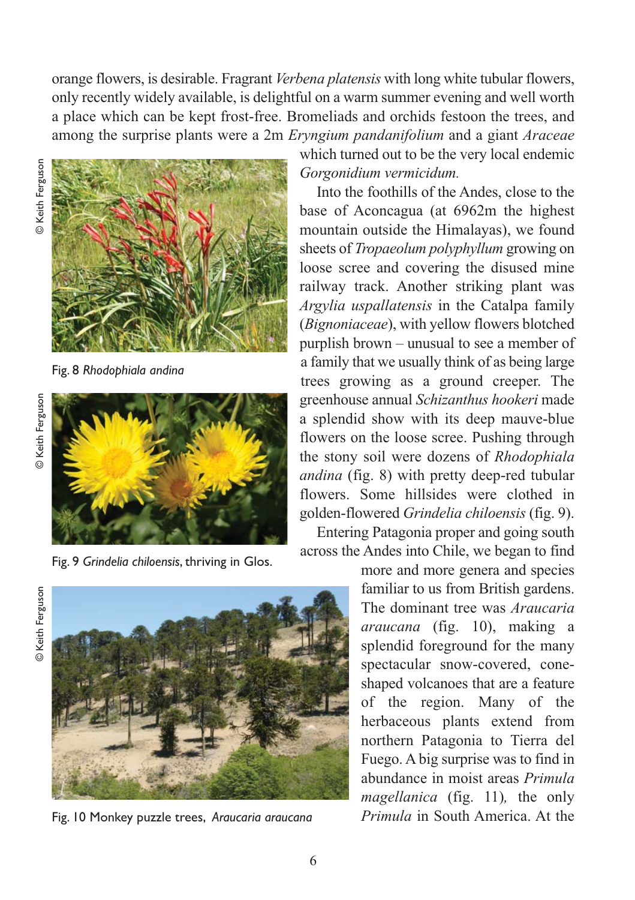orange flowers, is desirable. Fragrant *Verbena platensis* with long white tubular flowers, only recently widely available, is delightful on a warm summer evening and well worth a place which can be kept frost-free. Bromeliads and orchids festoon the trees, and among the surprise plants were a 2m *Eryngium pandanifolium* and a giant *Araceae* which turned out to be the very local endemic *Gorgonidium vermicidum.*

Into the foothills of the Andes, close to the base of Aconcagua (at 6962m the highest mountain outside the Himalayas), we found sheets of *Tropaeolum polyphyllum* growing on loose scree and covering the disused mine railway track. Another striking plant was *Argylia uspallatensis* in the Catalpa family (*Bignoniaceae*), with yellow flowers blotched purplish brown – unusual to see a member of a family that we usually think of as being large trees growing as a ground creeper. The greenhouse annual *Schizanthus hookeri* made a splendid show with its deep mauve-blue flowers on the loose scree. Pushing through the stony soil were dozens of *Rhodophiala andina* (fig. 8) with pretty deep-red tubular flowers. Some hillsides were clothed in golden-flowered *Grindelia chiloensis* (fig. 9).

© Keith Ferguson

Fig. 8 *Rhodophiala andina*

© Keith Ferguson

Fig. 9 *Grindelia chiloensis*, thriving in Glos.

Entering Patagonia proper and going south across the Andes into Chile, we began to find more and more genera and species familiar to us from British gardens. The dominant tree was *Araucaria araucana* (fig. 10), making a splendid foreground for the many spectacular snow-covered, cone-shaped volcanoes that are a feature of the region. Many of the herbaceous plants extend from northern Patagonia to Tierra del Fuego. A big surprise was to find in abundance in moist areas *Primula magellanica* (fig. 11)*,* the only *Primula* in South America. At the

© Keith Ferguson

Fig. 10 Monkey puzzle trees, *Araucaria araucana*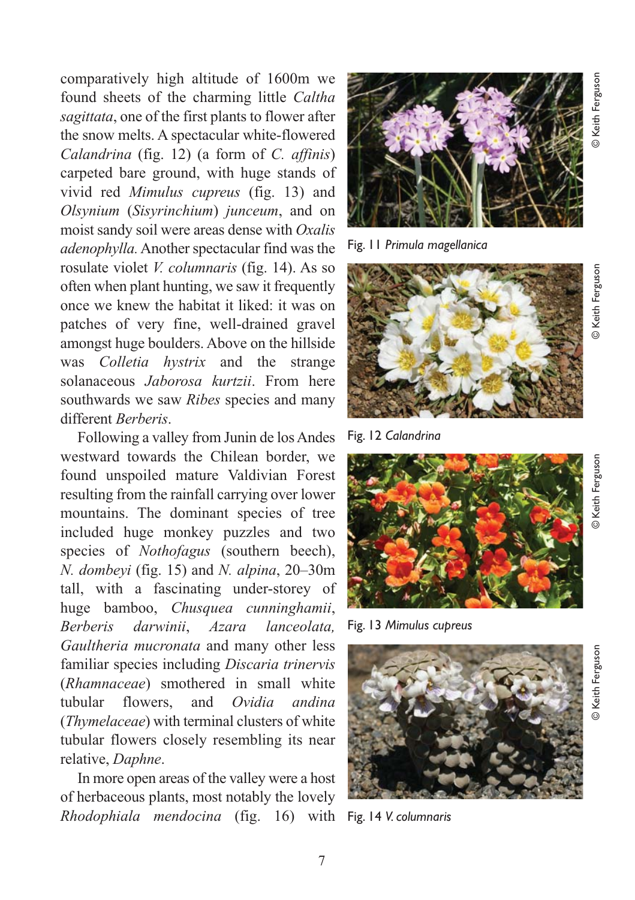comparatively high altitude of 1600m we found sheets of the charming little *Caltha sagittata*, one of the first plants to flower after the snow melts. A spectacular white-flowered *Calandrina* (fig. 12) (a form of *C. affinis*) carpeted bare ground, with huge stands of vivid red *Mimulus cupreus* (fig. 13) and *Olsynium* (*Sisyrinchium*) *junceum*, and on moist sandy soil were areas dense with *Oxalis adenophylla.* Another spectacular find was the rosulate violet *V. columnaris* (fig. 14). As so often when plant hunting, we saw it frequently once we knew the habitat it liked: it was on patches of very fine, well-drained gravel amongst huge boulders. Above on the hillside was *Colletia hystrix* and the strange solanaceous *Jaborosa kurtzii*. From here southwards we saw *Ribes* species and many different *Berberis*.

Following a valley from Junin de los Andes westward towards the Chilean border, we found unspoiled mature Valdivian Forest resulting from the rainfall carrying over lower mountains. The dominant species of tree included huge monkey puzzles and two species of *Nothofagus* (southern beech), *N. dombeyi* (fig. 15) and *N. alpina*, 20–30m tall, with a fascinating under-storey of huge bamboo, *Chusquea cunninghamii*, *Berberis darwinii*, *Azara lanceolata, Gaultheria mucronata* and many other less familiar species including *Discaria trinervis* (*Rhamnaceae*) smothered in small white tubular flowers, and *Ovidia andina* (*Thymelaceae*) with terminal clusters of white tubular flowers closely resembling its near relative, *Daphne*.

In more open areas of the valley were a host of herbaceous plants, most notably the lovely *Rhodophiala mendocina* (fig. 16) with

© Keith Ferguson

Fig. 11 *Primula magellanica*

© Keith Ferguson

Fig. 12 *Calandrina*

© Keith Ferguson

Fig. 13 *Mimulus cupreus*

© Keith Ferguson

Fig. 14 *V. columnaris*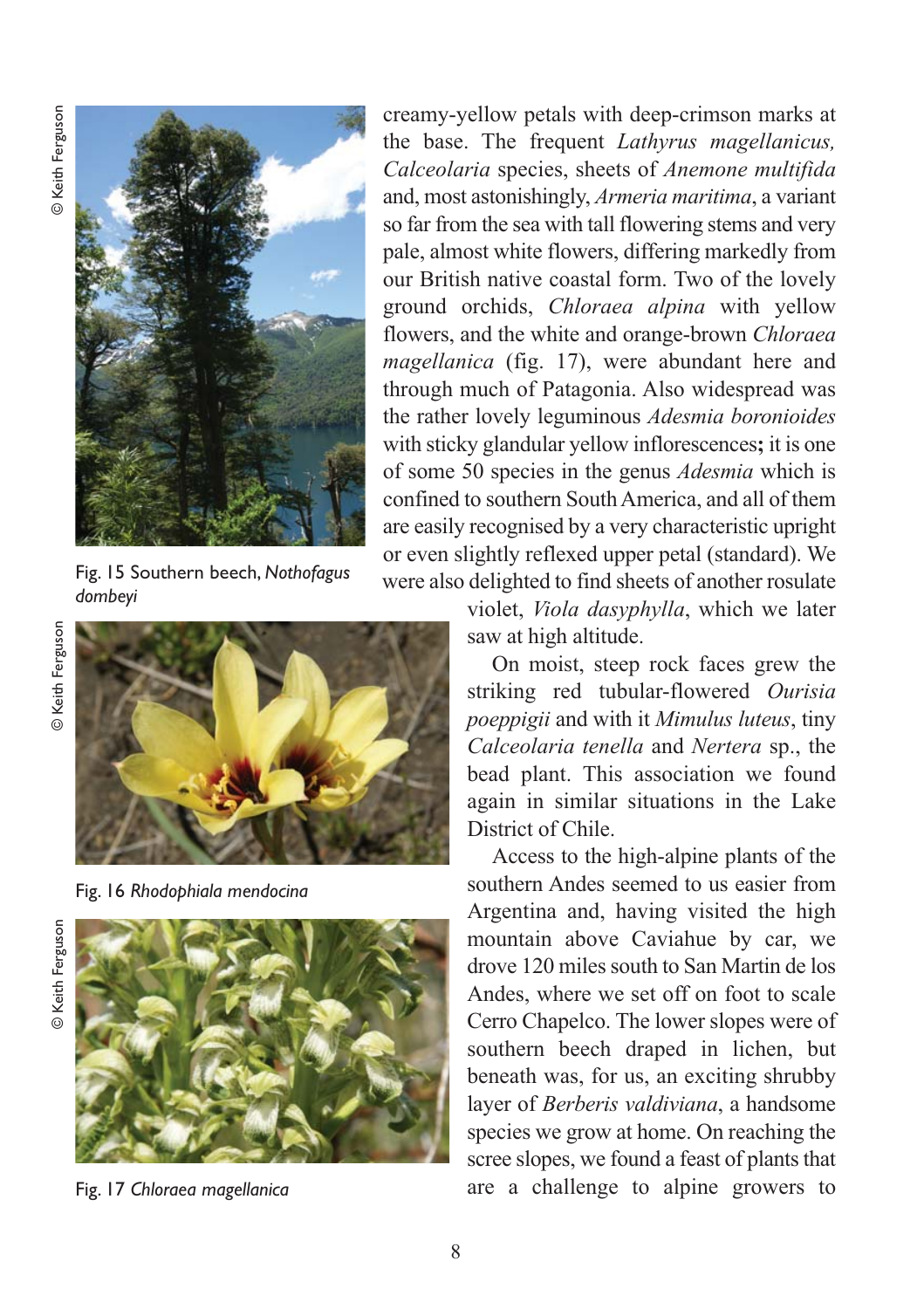creamy-yellow petals with deep-crimson marks at the base. The frequent *Lathyrus magellanicus, Calceolaria* species, sheets of *Anemone multifida* and, most astonishingly, *Armeria maritima*, a variant so far from the sea with tall flowering stems and very pale, almost white flowers, differing markedly from our British native coastal form. Two of the lovely ground orchids, *Chloraea alpina* with yellow flowers, and the white and orange-brown *Chloraea magellanica* (fig. 17), were abundant here and through much of Patagonia. Also widespread was the rather lovely leguminous *Adesmia boronioides* with sticky glandular yellow inflorescences**;** it is one of some 50 species in the genus *Adesmia* which is confined to southern South America, and all of them are easily recognised by a very characteristic upright or even slightly reflexed upper petal (standard). We were also delighted to find sheets of another rosulate violet, *Viola dasyphylla*, which we later saw at high altitude.

On moist, steep rock faces grew the striking red tubular-flowered *Ourisia poeppigii* and with it *Mimulus luteus*, tiny *Calceolaria tenella* and *Nertera* sp., the bead plant. This association we found again in similar situations in the Lake District of Chile.

Access to the high-alpine plants of the southern Andes seemed to us easier from Argentina and, having visited the high mountain above Caviahue by car, we drove 120 miles south to San Martin de los Andes, where we set off on foot to scale Cerro Chapelco. The lower slopes were of southern beech draped in lichen, but beneath was, for us, an exciting shrubby layer of *Berberis valdiviana*, a handsome species we grow at home. On reaching the scree slopes, we found a feast of plants that are a challenge to alpine growers to

© Keith Ferguson

Fig. 15 Southern beech, *Nothofagus dombeyi*

© Keith Ferguson

Fig. 16 *Rhodophiala mendocina*

© Keith Ferguson

Fig. 17 *Chloraea magellanica*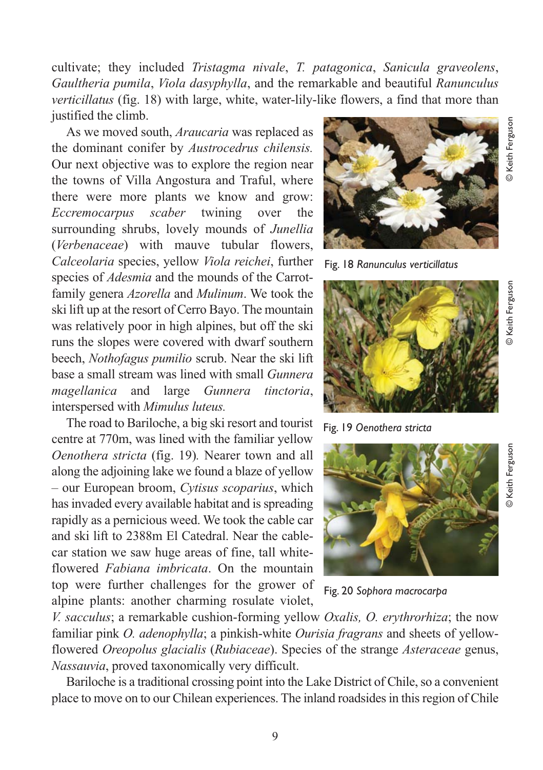cultivate; they included *Tristagma nivale*, *T. patagonica*, *Sanicula graveolens*, *Gaultheria pumila*, *Viola dasyphylla*, and the remarkable and beautiful *Ranunculus verticillatus* (fig. 18) with large, white, water-lily-like flowers, a find that more than justified the climb.

As we moved south, *Araucaria* was replaced as the dominant conifer by *Austrocedrus chilensis.* Our next objective was to explore the region near the towns of Villa Angostura and Traful, where there were more plants we know and grow: *Eccremocarpus scaber* twining over the surrounding shrubs, lovely mounds of *Junellia* (*Verbenaceae*) with mauve tubular flowers, *Calceolaria* species, yellow *Viola reichei*, further species of *Adesmia* and the mounds of the Carrot-family genera *Azorella* and *Mulinum*. We took the ski lift up at the resort of Cerro Bayo. The mountain was relatively poor in high alpines, but off the ski runs the slopes were covered with dwarf southern beech, *Nothofagus pumilio* scrub. Near the ski lift base a small stream was lined with small *Gunnera magellanica* and large *Gunnera tinctoria*, interspersed with *Mimulus luteus.*

Fig. 18 *Ranunculus verticillatus*

© Keith Ferguson

Fig. 19 *Oenothera stricta*

© Keith Ferguson

Fig. 20 *Sophora macrocarpa*

© Keith Ferguson

The road to Bariloche, a big ski resort and tourist centre at 770m, was lined with the familiar yellow *Oenothera stricta* (fig. 19)*.* Nearer town and all along the adjoining lake we found a blaze of yellow – our European broom, *Cytisus scoparius*, which has invaded every available habitat and is spreading rapidly as a pernicious weed. We took the cable car and ski lift to 2388m El Catedral. Near the cable-car station we saw huge areas of fine, tall white-flowered *Fabiana imbricata*. On the mountain top were further challenges for the grower of alpine plants: another charming rosulate violet, *V. sacculus*; a remarkable cushion-forming yellow *Oxalis, O. erythrorhiza*; the now familiar pink *O. adenophylla*; a pinkish-white *Ourisia fragrans* and sheets of yellow-flowered *Oreopolus glacialis* (*Rubiaceae*). Species of the strange *Asteraceae* genus, *Nassauvia*, proved taxonomically very difficult.

Bariloche is a traditional crossing point into the Lake District of Chile, so a convenient place to move on to our Chilean experiences. The inland roadsides in this region of Chile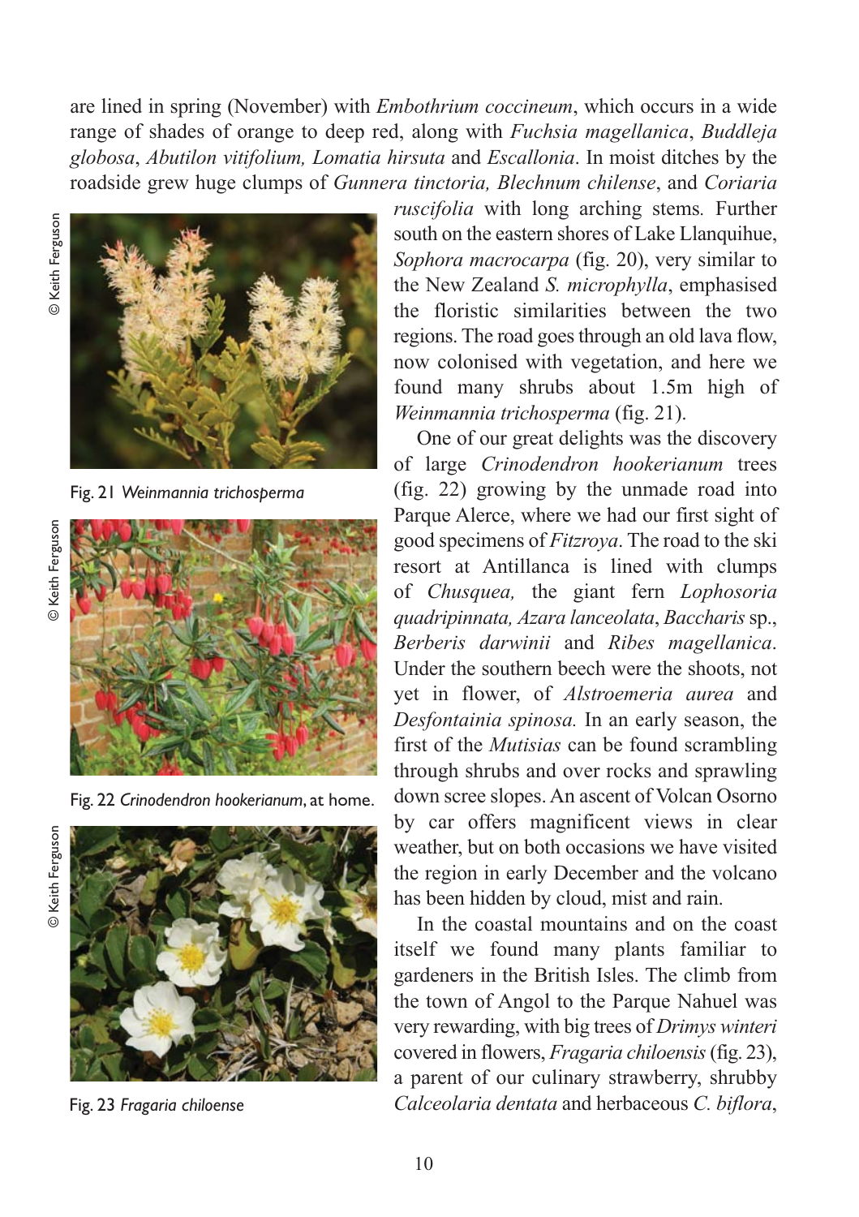are lined in spring (November) with *Embothrium coccineum*, which occurs in a wide range of shades of orange to deep red, along with *Fuchsia magellanica*, *Buddleja globosa*, *Abutilon vitifolium, Lomatia hirsuta* and *Escallonia*. In moist ditches by the roadside grew huge clumps of *Gunnera tinctoria, Blechnum chilense*, and *Coriaria ruscifolia* with long arching stems. Further south on the eastern shores of Lake Llanquihue, *Sophora macrocarpa* (fig. 20), very similar to the New Zealand *S. microphylla*, emphasised the floristic similarities between the two regions. The road goes through an old lava flow, now colonised with vegetation, and here we found many shrubs about 1.5m high of *Weinmannia trichosperma* (fig. 21).

© Keith Ferguson

Fig. 21 *Weinmannia trichosperma*

© Keith Ferguson

Fig. 22 *Crinodendron hookerianum*, at home.

© Keith Ferguson

Fig. 23 *Fragaria chiloense*

One of our great delights was the discovery of large *Crinodendron hookerianum* trees (fig. 22) growing by the unmade road into Parque Alerce, where we had our first sight of good specimens of *Fitzroya*. The road to the ski resort at Antillanca is lined with clumps of *Chusquea,* the giant fern *Lophosoria quadripinnata, Azara lanceolata*, *Baccharis* sp., *Berberis darwinii* and *Ribes magellanica*. Under the southern beech were the shoots, not yet in flower, of *Alstroemeria aurea* and *Desfontainia spinosa.* In an early season, the first of the *Mutisias* can be found scrambling through shrubs and over rocks and sprawling down scree slopes. An ascent of Volcan Osorno by car offers magnificent views in clear weather, but on both occasions we have visited the region in early December and the volcano has been hidden by cloud, mist and rain.

In the coastal mountains and on the coast itself we found many plants familiar to gardeners in the British Isles. The climb from the town of Angol to the Parque Nahuel was very rewarding, with big trees of *Drimys winteri* covered in flowers, *Fragaria chiloensis* (fig. 23), a parent of our culinary strawberry, shrubby *Calceolaria dentata* and herbaceous *C. biflora*,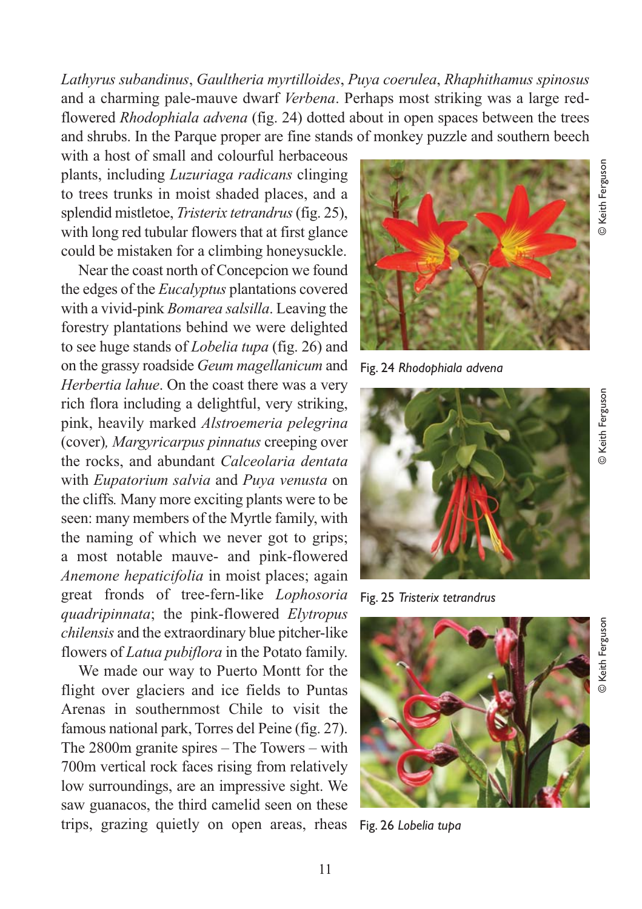*Lathyrus subandinus*, *Gaultheria myrtilloides*, *Puya coerulea*, *Rhaphithamus spinosus* and a charming pale-mauve dwarf *Verbena*. Perhaps most striking was a large red-flowered *Rhodophiala advena* (fig. 24) dotted about in open spaces between the trees and shrubs. In the Parque proper are fine stands of monkey puzzle and southern beech with a host of small and colourful herbaceous plants, including *Luzuriaga radicans* clinging to trees trunks in moist shaded places, and a splendid mistletoe, *Tristerix tetrandrus* (fig. 25), with long red tubular flowers that at first glance could be mistaken for a climbing honeysuckle.

Near the coast north of Concepcion we found the edges of the *Eucalyptus* plantations covered with a vivid-pink *Bomarea salsilla*. Leaving the forestry plantations behind we were delighted to see huge stands of *Lobelia tupa* (fig. 26) and on the grassy roadside *Geum magellanicum* and *Herbertia lahue*. On the coast there was a very rich flora including a delightful, very striking, pink, heavily marked *Alstroemeria pelegrina* (cover), *Margyricarpus pinnatus* creeping over the rocks, and abundant *Calceolaria dentata* with *Eupatorium salvia* and *Puya venusta* on the cliffs. Many more exciting plants were to be seen: many members of the Myrtle family, with the naming of which we never got to grips; a most notable mauve- and pink-flowered *Anemone hepaticifolia* in moist places; again great fronds of tree-fern-like *Lophosoria quadripinnata*; the pink-flowered *Elytropus chilensis* and the extraordinary blue pitcher-like flowers of *Latua pubiflora* in the Potato family.

We made our way to Puerto Montt for the flight over glaciers and ice fields to Puntas Arenas in southernmost Chile to visit the famous national park, Torres del Peine (fig. 27). The 2800m granite spires – The Towers – with 700m vertical rock faces rising from relatively low surroundings, are an impressive sight. We saw guanacos, the third camelid seen on these trips, grazing quietly on open areas, rheas

© Keith Ferguson

Fig. 24 *Rhodophiala advena*

© Keith Ferguson

Fig. 25 *Tristerix tetrandrus*

© Keith Ferguson

Fig. 26 *Lobelia tupa*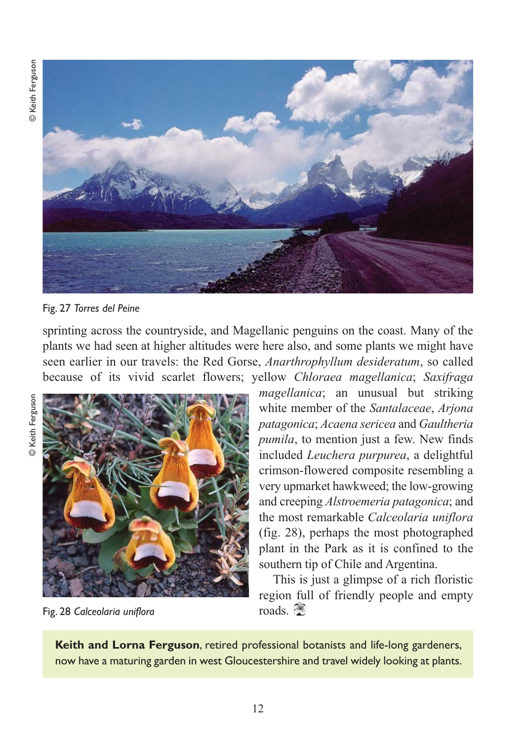Fig. 27 *Torres del Peine*

sprinting across the countryside, and Magellanic penguins on the coast. Many of the plants we had seen at higher altitudes were here also, and some plants we might have seen earlier in our travels: the Red Gorse, *Anarthrophyllum desideratum*, so called because of its vivid scarlet flowers; yellow *Chloraea magellanica*; *Saxifraga magellanica*; an unusual but striking white member of the *Santalaceae*, *Arjona patagonica*; *Acaena sericea* and *Gaultheria pumila*, to mention just a few. New finds included *Leuchera purpurea*, a delightful crimson-flowered composite resembling a very upmarket hawkweed; the low-growing and creeping *Alstroemeria patagonica*; and the most remarkable *Calceolaria uniflora* (fig. 28), perhaps the most photographed plant in the Park as it is confined to the southern tip of Chile and Argentina.

Fig. 28 *Calceolaria uniflora*

This is just a glimpse of a rich floristic region full of friendly people and empty roads.

**Keith and Lorna Ferguson**, retired professional botanists and life-long gardeners, now have a maturing garden in west Gloucestershire and travel widely looking at plants.